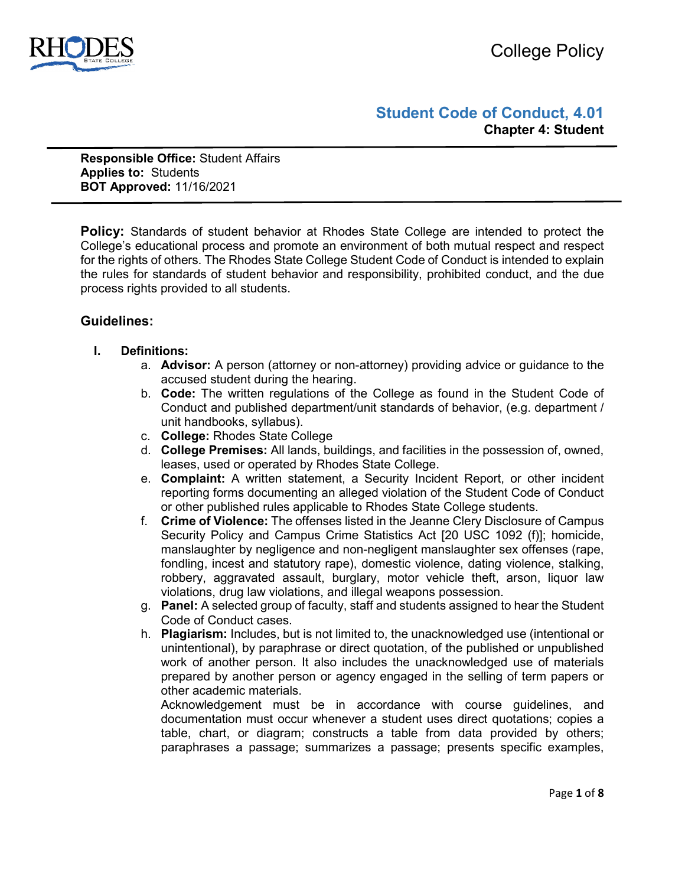College Policy

# Student Code of Conduct, 4.01

**Chapter 4: Student**

**Responsible Office:** Student Affairs
**Applies to:** Students
**BOT Approved:** 11/16/2021

**Policy:** Standards of student behavior at Rhodes State College are intended to protect the College's educational process and promote an environment of both mutual respect and respect for the rights of others. The Rhodes State College Student Code of Conduct is intended to explain the rules for standards of student behavior and responsibility, prohibited conduct, and the due process rights provided to all students.

## Guidelines:

**I. Definitions:**

a. **Advisor:** A person (attorney or non-attorney) providing advice or guidance to the accused student during the hearing.

b. **Code:** The written regulations of the College as found in the Student Code of Conduct and published department/unit standards of behavior, (e.g. department / unit handbooks, syllabus).

c. **College:** Rhodes State College

d. **College Premises:** All lands, buildings, and facilities in the possession of, owned, leases, used or operated by Rhodes State College.

e. **Complaint:** A written statement, a Security Incident Report, or other incident reporting forms documenting an alleged violation of the Student Code of Conduct or other published rules applicable to Rhodes State College students.

f. **Crime of Violence:** The offenses listed in the Jeanne Clery Disclosure of Campus Security Policy and Campus Crime Statistics Act [20 USC 1092 (f)]; homicide, manslaughter by negligence and non-negligent manslaughter sex offenses (rape, fondling, incest and statutory rape), domestic violence, dating violence, stalking, robbery, aggravated assault, burglary, motor vehicle theft, arson, liquor law violations, drug law violations, and illegal weapons possession.

g. **Panel:** A selected group of faculty, staff and students assigned to hear the Student Code of Conduct cases.

h. **Plagiarism:** Includes, but is not limited to, the unacknowledged use (intentional or unintentional), by paraphrase or direct quotation, of the published or unpublished work of another person. It also includes the unacknowledged use of materials prepared by another person or agency engaged in the selling of term papers or other academic materials.

Acknowledgement must be in accordance with course guidelines, and documentation must occur whenever a student uses direct quotations; copies a table, chart, or diagram; constructs a table from data provided by others; paraphrases a passage; summarizes a passage; presents specific examples,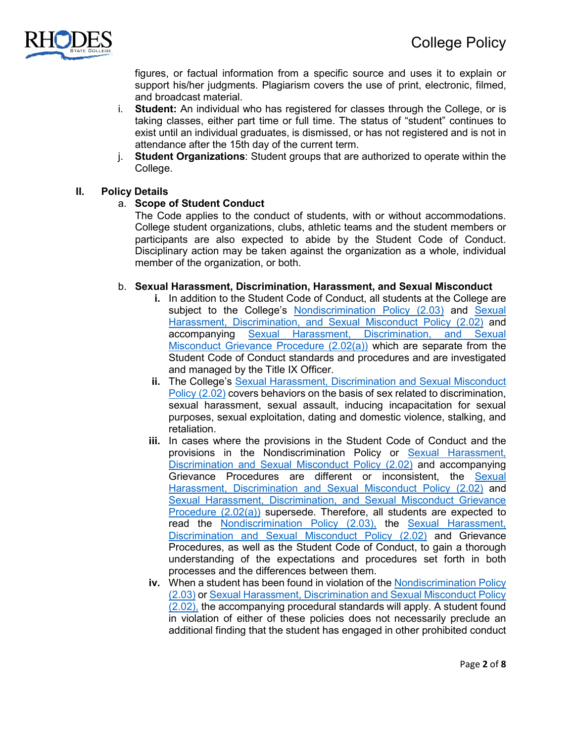figures, or factual information from a specific source and uses it to explain or support his/her judgments. Plagiarism covers the use of print, electronic, filmed, and broadcast material.

i. **Student:** An individual who has registered for classes through the College, or is taking classes, either part time or full time. The status of "student" continues to exist until an individual graduates, is dismissed, or has not registered and is not in attendance after the 15th day of the current term.

j. **Student Organizations**: Student groups that are authorized to operate within the College.

## II. Policy Details

### a. Scope of Student Conduct

The Code applies to the conduct of students, with or without accommodations. College student organizations, clubs, athletic teams and the student members or participants are also expected to abide by the Student Code of Conduct. Disciplinary action may be taken against the organization as a whole, individual member of the organization, or both.

### b. Sexual Harassment, Discrimination, Harassment, and Sexual Misconduct

**i.** In addition to the Student Code of Conduct, all students at the College are subject to the College's Nondiscrimination Policy (2.03) and Sexual Harassment, Discrimination, and Sexual Misconduct Policy (2.02) and accompanying Sexual Harassment, Discrimination, and Sexual Misconduct Grievance Procedure (2.02(a)) which are separate from the Student Code of Conduct standards and procedures and are investigated and managed by the Title IX Officer.

**ii.** The College's Sexual Harassment, Discrimination and Sexual Misconduct Policy (2.02) covers behaviors on the basis of sex related to discrimination, sexual harassment, sexual assault, inducing incapacitation for sexual purposes, sexual exploitation, dating and domestic violence, stalking, and retaliation.

**iii.** In cases where the provisions in the Student Code of Conduct and the provisions in the Nondiscrimination Policy or Sexual Harassment, Discrimination and Sexual Misconduct Policy (2.02) and accompanying Grievance Procedures are different or inconsistent, the Sexual Harassment, Discrimination and Sexual Misconduct Policy (2.02) and Sexual Harassment, Discrimination, and Sexual Misconduct Grievance Procedure (2.02(a)) supersede. Therefore, all students are expected to read the Nondiscrimination Policy (2.03), the Sexual Harassment, Discrimination and Sexual Misconduct Policy (2.02) and Grievance Procedures, as well as the Student Code of Conduct, to gain a thorough understanding of the expectations and procedures set forth in both processes and the differences between them.

**iv.** When a student has been found in violation of the Nondiscrimination Policy (2.03) or Sexual Harassment, Discrimination and Sexual Misconduct Policy (2.02), the accompanying procedural standards will apply. A student found in violation of either of these policies does not necessarily preclude an additional finding that the student has engaged in other prohibited conduct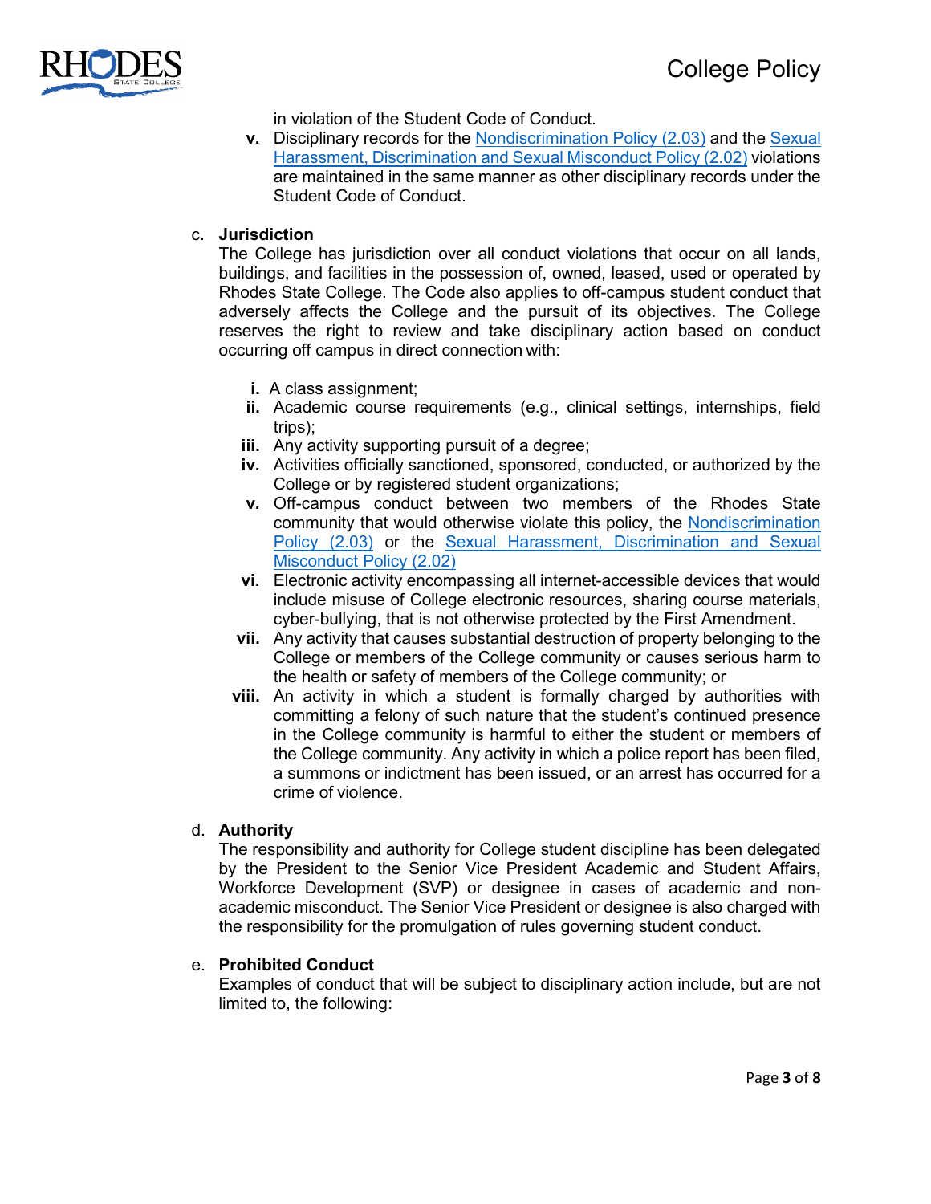in violation of the Student Code of Conduct.

v. Disciplinary records for the Nondiscrimination Policy (2.03) and the Sexual Harassment, Discrimination and Sexual Misconduct Policy (2.02) violations are maintained in the same manner as other disciplinary records under the Student Code of Conduct.

c. **Jurisdiction**

The College has jurisdiction over all conduct violations that occur on all lands, buildings, and facilities in the possession of, owned, leased, used or operated by Rhodes State College. The Code also applies to off-campus student conduct that adversely affects the College and the pursuit of its objectives. The College reserves the right to review and take disciplinary action based on conduct occurring off campus in direct connection with:

i. A class assignment;
ii. Academic course requirements (e.g., clinical settings, internships, field trips);
iii. Any activity supporting pursuit of a degree;
iv. Activities officially sanctioned, sponsored, conducted, or authorized by the College or by registered student organizations;
v. Off-campus conduct between two members of the Rhodes State community that would otherwise violate this policy, the Nondiscrimination Policy (2.03) or the Sexual Harassment, Discrimination and Sexual Misconduct Policy (2.02)
vi. Electronic activity encompassing all internet-accessible devices that would include misuse of College electronic resources, sharing course materials, cyber-bullying, that is not otherwise protected by the First Amendment.
vii. Any activity that causes substantial destruction of property belonging to the College or members of the College community or causes serious harm to the health or safety of members of the College community; or
viii. An activity in which a student is formally charged by authorities with committing a felony of such nature that the student's continued presence in the College community is harmful to either the student or members of the College community. Any activity in which a police report has been filed, a summons or indictment has been issued, or an arrest has occurred for a crime of violence.

d. **Authority**

The responsibility and authority for College student discipline has been delegated by the President to the Senior Vice President Academic and Student Affairs, Workforce Development (SVP) or designee in cases of academic and non-academic misconduct. The Senior Vice President or designee is also charged with the responsibility for the promulgation of rules governing student conduct.

e. **Prohibited Conduct**

Examples of conduct that will be subject to disciplinary action include, but are not limited to, the following: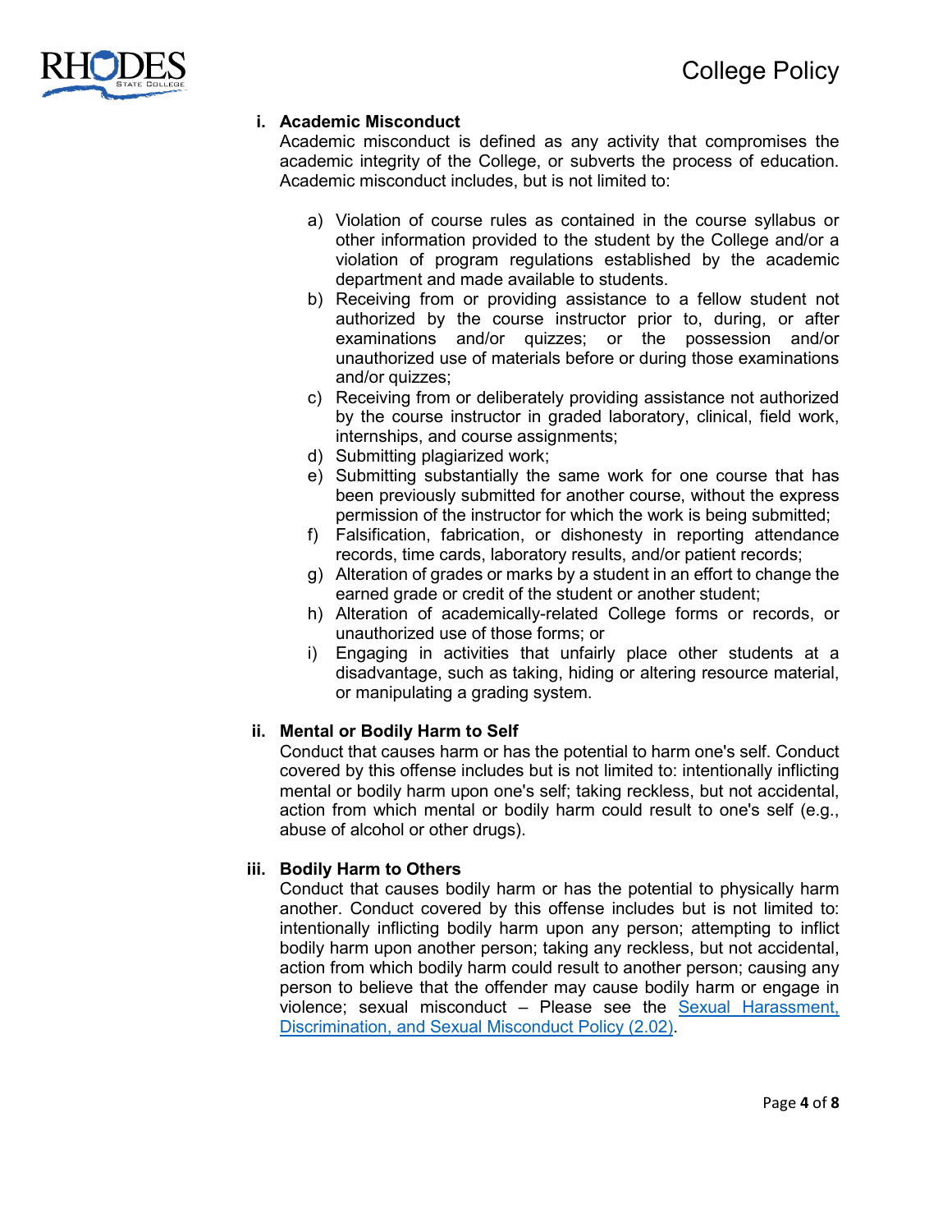**i. Academic Misconduct**

Academic misconduct is defined as any activity that compromises the academic integrity of the College, or subverts the process of education. Academic misconduct includes, but is not limited to:

a) Violation of course rules as contained in the course syllabus or other information provided to the student by the College and/or a violation of program regulations established by the academic department and made available to students.
b) Receiving from or providing assistance to a fellow student not authorized by the course instructor prior to, during, or after examinations and/or quizzes; or the possession and/or unauthorized use of materials before or during those examinations and/or quizzes;
c) Receiving from or deliberately providing assistance not authorized by the course instructor in graded laboratory, clinical, field work, internships, and course assignments;
d) Submitting plagiarized work;
e) Submitting substantially the same work for one course that has been previously submitted for another course, without the express permission of the instructor for which the work is being submitted;
f) Falsification, fabrication, or dishonesty in reporting attendance records, time cards, laboratory results, and/or patient records;
g) Alteration of grades or marks by a student in an effort to change the earned grade or credit of the student or another student;
h) Alteration of academically-related College forms or records, or unauthorized use of those forms; or
i) Engaging in activities that unfairly place other students at a disadvantage, such as taking, hiding or altering resource material, or manipulating a grading system.

**ii. Mental or Bodily Harm to Self**

Conduct that causes harm or has the potential to harm one's self. Conduct covered by this offense includes but is not limited to: intentionally inflicting mental or bodily harm upon one's self; taking reckless, but not accidental, action from which mental or bodily harm could result to one's self (e.g., abuse of alcohol or other drugs).

**iii. Bodily Harm to Others**

Conduct that causes bodily harm or has the potential to physically harm another. Conduct covered by this offense includes but is not limited to: intentionally inflicting bodily harm upon any person; attempting to inflict bodily harm upon another person; taking any reckless, but not accidental, action from which bodily harm could result to another person; causing any person to believe that the offender may cause bodily harm or engage in violence; sexual misconduct – Please see the Sexual Harassment, Discrimination, and Sexual Misconduct Policy (2.02).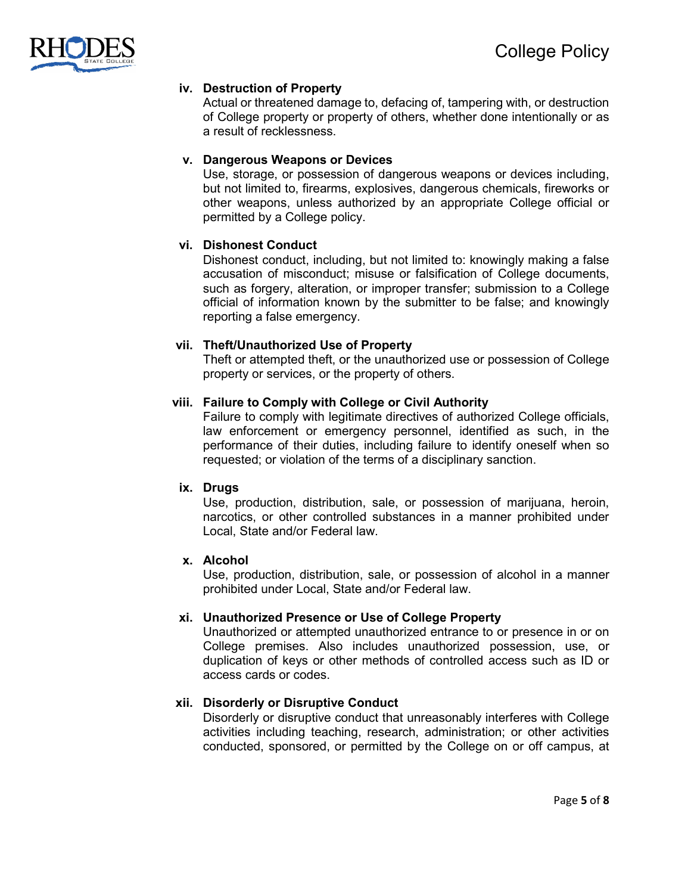iv. **Destruction of Property**
Actual or threatened damage to, defacing of, tampering with, or destruction of College property or property of others, whether done intentionally or as a result of recklessness.

v. **Dangerous Weapons or Devices**
Use, storage, or possession of dangerous weapons or devices including, but not limited to, firearms, explosives, dangerous chemicals, fireworks or other weapons, unless authorized by an appropriate College official or permitted by a College policy.

vi. **Dishonest Conduct**
Dishonest conduct, including, but not limited to: knowingly making a false accusation of misconduct; misuse or falsification of College documents, such as forgery, alteration, or improper transfer; submission to a College official of information known by the submitter to be false; and knowingly reporting a false emergency.

vii. **Theft/Unauthorized Use of Property**
Theft or attempted theft, or the unauthorized use or possession of College property or services, or the property of others.

viii. **Failure to Comply with College or Civil Authority**
Failure to comply with legitimate directives of authorized College officials, law enforcement or emergency personnel, identified as such, in the performance of their duties, including failure to identify oneself when so requested; or violation of the terms of a disciplinary sanction.

ix. **Drugs**
Use, production, distribution, sale, or possession of marijuana, heroin, narcotics, or other controlled substances in a manner prohibited under Local, State and/or Federal law.

x. **Alcohol**
Use, production, distribution, sale, or possession of alcohol in a manner prohibited under Local, State and/or Federal law.

xi. **Unauthorized Presence or Use of College Property**
Unauthorized or attempted unauthorized entrance to or presence in or on College premises. Also includes unauthorized possession, use, or duplication of keys or other methods of controlled access such as ID or access cards or codes.

xii. **Disorderly or Disruptive Conduct**
Disorderly or disruptive conduct that unreasonably interferes with College activities including teaching, research, administration; or other activities conducted, sponsored, or permitted by the College on or off campus, at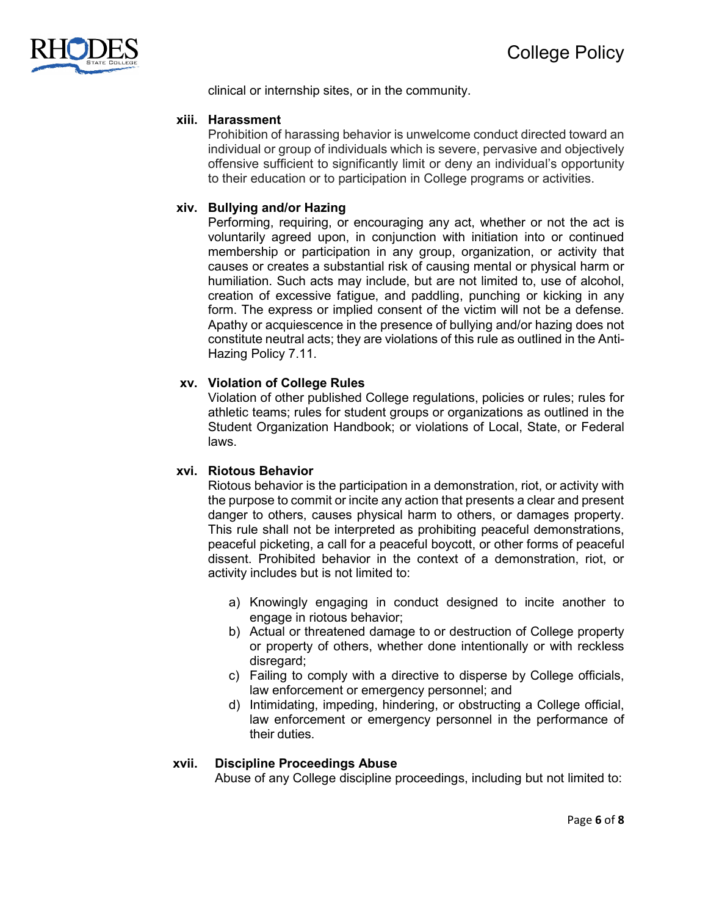clinical or internship sites, or in the community.

**xiii. Harassment**

Prohibition of harassing behavior is unwelcome conduct directed toward an individual or group of individuals which is severe, pervasive and objectively offensive sufficient to significantly limit or deny an individual's opportunity to their education or to participation in College programs or activities.

**xiv. Bullying and/or Hazing**

Performing, requiring, or encouraging any act, whether or not the act is voluntarily agreed upon, in conjunction with initiation into or continued membership or participation in any group, organization, or activity that causes or creates a substantial risk of causing mental or physical harm or humiliation. Such acts may include, but are not limited to, use of alcohol, creation of excessive fatigue, and paddling, punching or kicking in any form. The express or implied consent of the victim will not be a defense. Apathy or acquiescence in the presence of bullying and/or hazing does not constitute neutral acts; they are violations of this rule as outlined in the Anti-Hazing Policy 7.11.

**xv. Violation of College Rules**

Violation of other published College regulations, policies or rules; rules for athletic teams; rules for student groups or organizations as outlined in the Student Organization Handbook; or violations of Local, State, or Federal laws.

**xvi. Riotous Behavior**

Riotous behavior is the participation in a demonstration, riot, or activity with the purpose to commit or incite any action that presents a clear and present danger to others, causes physical harm to others, or damages property. This rule shall not be interpreted as prohibiting peaceful demonstrations, peaceful picketing, a call for a peaceful boycott, or other forms of peaceful dissent. Prohibited behavior in the context of a demonstration, riot, or activity includes but is not limited to:

a) Knowingly engaging in conduct designed to incite another to engage in riotous behavior;
b) Actual or threatened damage to or destruction of College property or property of others, whether done intentionally or with reckless disregard;
c) Failing to comply with a directive to disperse by College officials, law enforcement or emergency personnel; and
d) Intimidating, impeding, hindering, or obstructing a College official, law enforcement or emergency personnel in the performance of their duties.

**xvii. Discipline Proceedings Abuse**

Abuse of any College discipline proceedings, including but not limited to: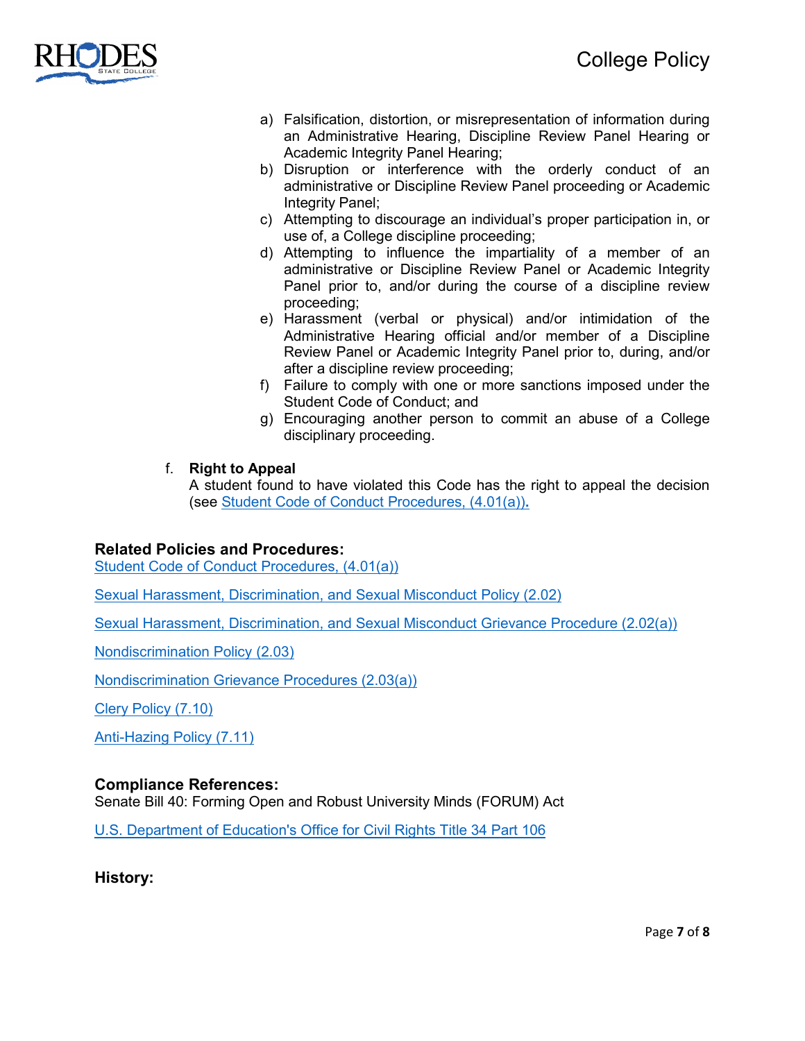a) Falsification, distortion, or misrepresentation of information during an Administrative Hearing, Discipline Review Panel Hearing or Academic Integrity Panel Hearing;
b) Disruption or interference with the orderly conduct of an administrative or Discipline Review Panel proceeding or Academic Integrity Panel;
c) Attempting to discourage an individual's proper participation in, or use of, a College discipline proceeding;
d) Attempting to influence the impartiality of a member of an administrative or Discipline Review Panel or Academic Integrity Panel prior to, and/or during the course of a discipline review proceeding;
e) Harassment (verbal or physical) and/or intimidation of the Administrative Hearing official and/or member of a Discipline Review Panel or Academic Integrity Panel prior to, during, and/or after a discipline review proceeding;
f) Failure to comply with one or more sanctions imposed under the Student Code of Conduct; and
g) Encouraging another person to commit an abuse of a College disciplinary proceeding.

f. **Right to Appeal**
A student found to have violated this Code has the right to appeal the decision (see Student Code of Conduct Procedures, (4.01(a)).

### Related Policies and Procedures:

Student Code of Conduct Procedures, (4.01(a))

Sexual Harassment, Discrimination, and Sexual Misconduct Policy (2.02)

Sexual Harassment, Discrimination, and Sexual Misconduct Grievance Procedure (2.02(a))

Nondiscrimination Policy (2.03)

Nondiscrimination Grievance Procedures (2.03(a))

Clery Policy (7.10)

Anti-Hazing Policy (7.11)

### Compliance References:

Senate Bill 40: Forming Open and Robust University Minds (FORUM) Act

U.S. Department of Education's Office for Civil Rights Title 34 Part 106

### History: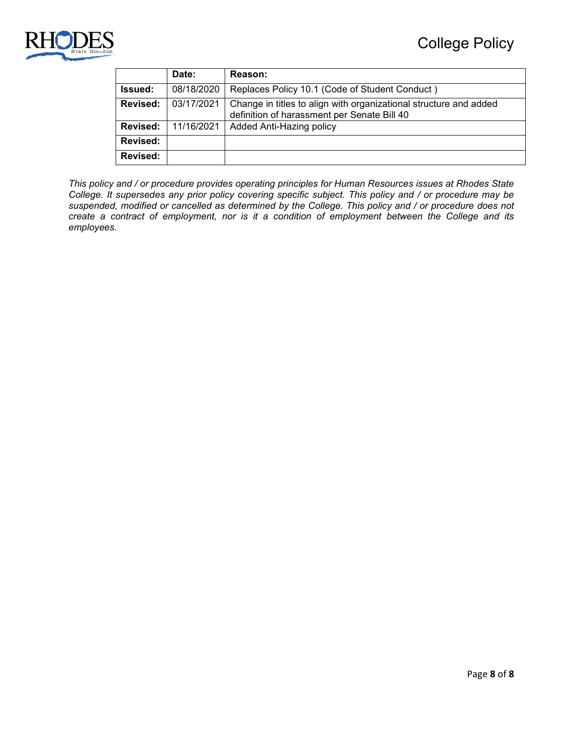| | Date: | Reason: |
|---|---|---|
| **Issued:** | 08/18/2020 | Replaces Policy 10.1 (Code of Student Conduct ) |
| **Revised:** | 03/17/2021 | Change in titles to align with organizational structure and added definition of harassment per Senate Bill 40 |
| **Revised:** | 11/16/2021 | Added Anti-Hazing policy |
| **Revised:** | | |
| **Revised:** | | |

*This policy and / or procedure provides operating principles for Human Resources issues at Rhodes State College. It supersedes any prior policy covering specific subject. This policy and / or procedure may be suspended, modified or cancelled as determined by the College. This policy and / or procedure does not create a contract of employment, nor is it a condition of employment between the College and its employees.*